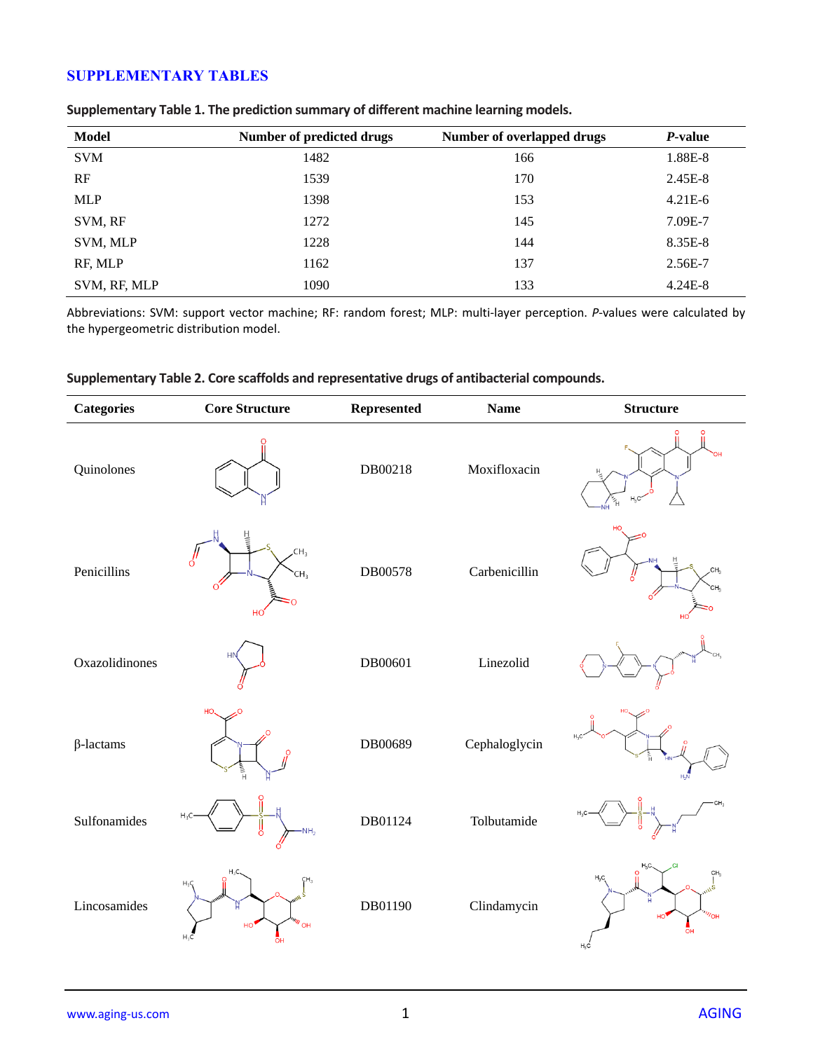# SUPPLEMENTARY TABLES

**Supplementary Table 1. The prediction summary of different machine learning models.**

| Model | Number of predicted drugs | Number of overlapped drugs | *P*-value |
|---|---|---|---|
| SVM | 1482 | 166 | 1.88E-8 |
| RF | 1539 | 170 | 2.45E-8 |
| MLP | 1398 | 153 | 4.21E-6 |
| SVM, RF | 1272 | 145 | 7.09E-7 |
| SVM, MLP | 1228 | 144 | 8.35E-8 |
| RF, MLP | 1162 | 137 | 2.56E-7 |
| SVM, RF, MLP | 1090 | 133 | 4.24E-8 |

Abbreviations: SVM: support vector machine; RF: random forest; MLP: multi-layer perception. *P*-values were calculated by the hypergeometric distribution model.

**Supplementary Table 2. Core scaffolds and representative drugs of antibacterial compounds.**

| Categories | Core Structure | Represented | Name | Structure |
|---|---|---|---|---|
| Quinolones | | DB00218 | Moxifloxacin | |
| Penicillins | | DB00578 | Carbenicillin | |
| Oxazolidinones | | DB00601 | Linezolid | |
| β-lactams | | DB00689 | Cephaloglycin | |
| Sulfonamides | | DB01124 | Tolbutamide | |
| Lincosamides | | DB01190 | Clindamycin | |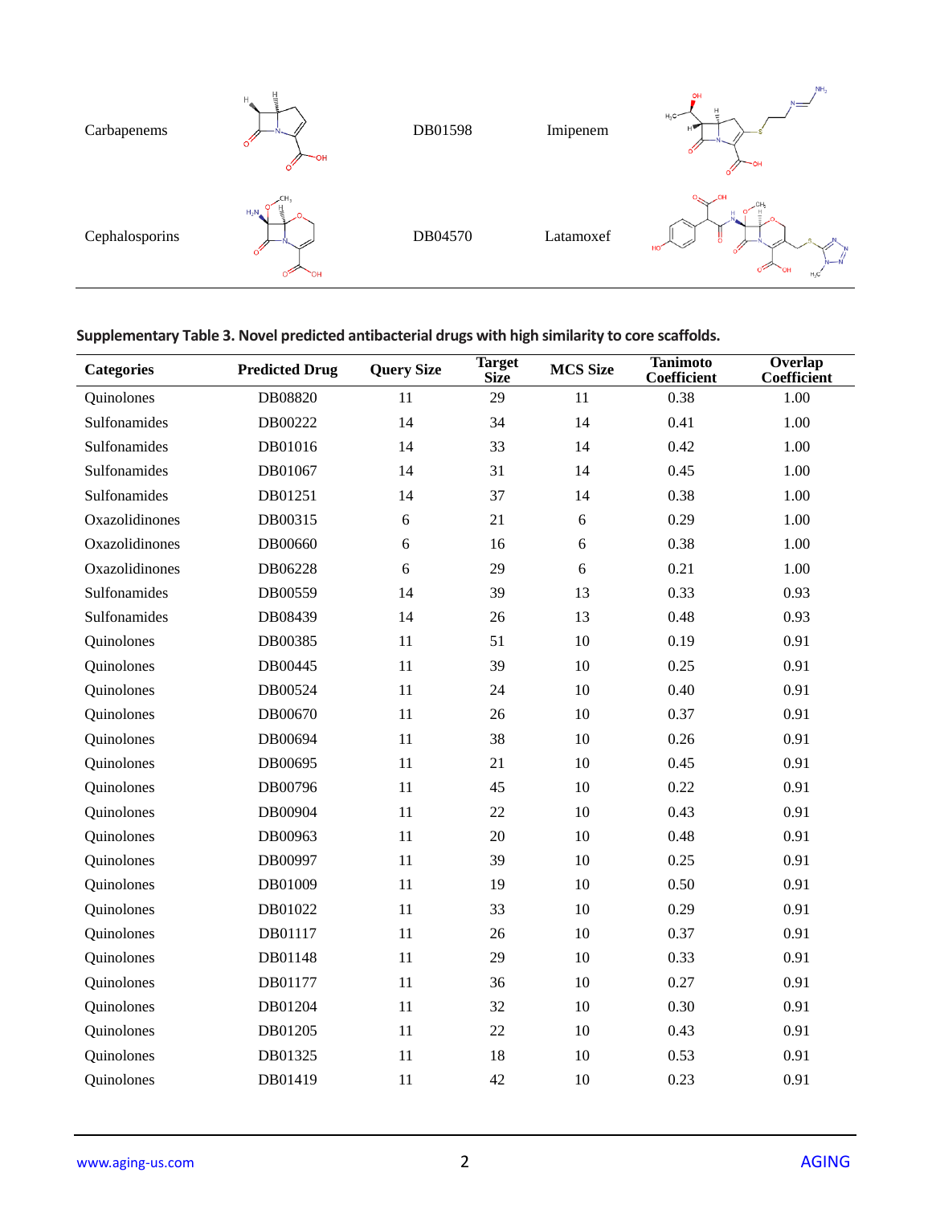| Carbapenems | | DB01598 | Imipenem | |
|---|---|---|---|---|
| Cephalosporins | | DB04570 | Latamoxef | |

**Supplementary Table 3. Novel predicted antibacterial drugs with high similarity to core scaffolds.**

| Categories | Predicted Drug | Query Size | Target Size | MCS Size | Tanimoto Coefficient | Overlap Coefficient |
|---|---|---|---|---|---|---|
| Quinolones | DB08820 | 11 | 29 | 11 | 0.38 | 1.00 |
| Sulfonamides | DB00222 | 14 | 34 | 14 | 0.41 | 1.00 |
| Sulfonamides | DB01016 | 14 | 33 | 14 | 0.42 | 1.00 |
| Sulfonamides | DB01067 | 14 | 31 | 14 | 0.45 | 1.00 |
| Sulfonamides | DB01251 | 14 | 37 | 14 | 0.38 | 1.00 |
| Oxazolidinones | DB00315 | 6 | 21 | 6 | 0.29 | 1.00 |
| Oxazolidinones | DB00660 | 6 | 16 | 6 | 0.38 | 1.00 |
| Oxazolidinones | DB06228 | 6 | 29 | 6 | 0.21 | 1.00 |
| Sulfonamides | DB00559 | 14 | 39 | 13 | 0.33 | 0.93 |
| Sulfonamides | DB08439 | 14 | 26 | 13 | 0.48 | 0.93 |
| Quinolones | DB00385 | 11 | 51 | 10 | 0.19 | 0.91 |
| Quinolones | DB00445 | 11 | 39 | 10 | 0.25 | 0.91 |
| Quinolones | DB00524 | 11 | 24 | 10 | 0.40 | 0.91 |
| Quinolones | DB00670 | 11 | 26 | 10 | 0.37 | 0.91 |
| Quinolones | DB00694 | 11 | 38 | 10 | 0.26 | 0.91 |
| Quinolones | DB00695 | 11 | 21 | 10 | 0.45 | 0.91 |
| Quinolones | DB00796 | 11 | 45 | 10 | 0.22 | 0.91 |
| Quinolones | DB00904 | 11 | 22 | 10 | 0.43 | 0.91 |
| Quinolones | DB00963 | 11 | 20 | 10 | 0.48 | 0.91 |
| Quinolones | DB00997 | 11 | 39 | 10 | 0.25 | 0.91 |
| Quinolones | DB01009 | 11 | 19 | 10 | 0.50 | 0.91 |
| Quinolones | DB01022 | 11 | 33 | 10 | 0.29 | 0.91 |
| Quinolones | DB01117 | 11 | 26 | 10 | 0.37 | 0.91 |
| Quinolones | DB01148 | 11 | 29 | 10 | 0.33 | 0.91 |
| Quinolones | DB01177 | 11 | 36 | 10 | 0.27 | 0.91 |
| Quinolones | DB01204 | 11 | 32 | 10 | 0.30 | 0.91 |
| Quinolones | DB01205 | 11 | 22 | 10 | 0.43 | 0.91 |
| Quinolones | DB01325 | 11 | 18 | 10 | 0.53 | 0.91 |
| Quinolones | DB01419 | 11 | 42 | 10 | 0.23 | 0.91 |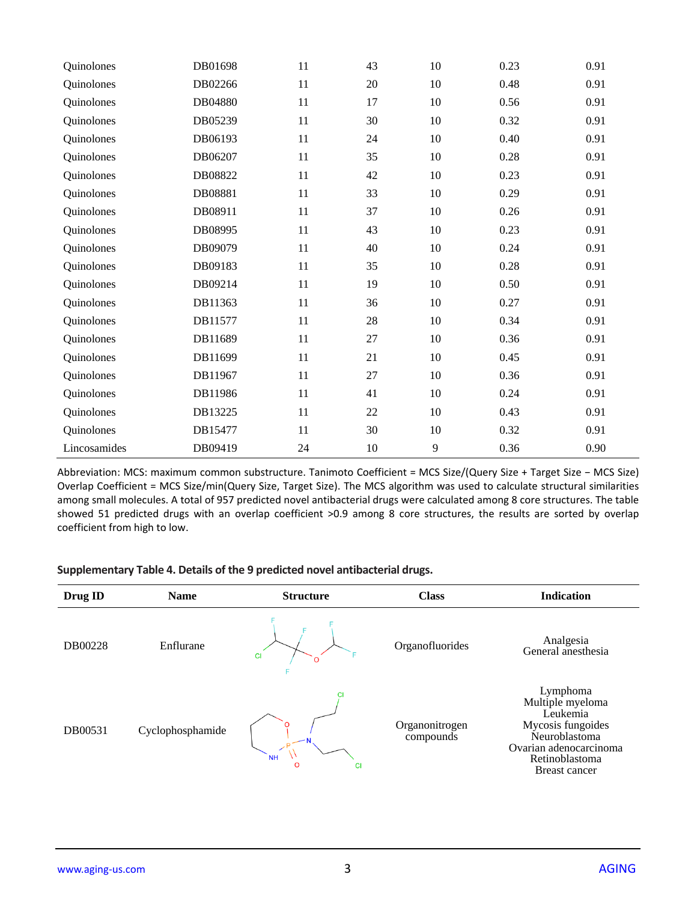| | | | | | | |
|---|---|---|---|---|---|---|
| Quinolones | DB01698 | 11 | 43 | 10 | 0.23 | 0.91 |
| Quinolones | DB02266 | 11 | 20 | 10 | 0.48 | 0.91 |
| Quinolones | DB04880 | 11 | 17 | 10 | 0.56 | 0.91 |
| Quinolones | DB05239 | 11 | 30 | 10 | 0.32 | 0.91 |
| Quinolones | DB06193 | 11 | 24 | 10 | 0.40 | 0.91 |
| Quinolones | DB06207 | 11 | 35 | 10 | 0.28 | 0.91 |
| Quinolones | DB08822 | 11 | 42 | 10 | 0.23 | 0.91 |
| Quinolones | DB08881 | 11 | 33 | 10 | 0.29 | 0.91 |
| Quinolones | DB08911 | 11 | 37 | 10 | 0.26 | 0.91 |
| Quinolones | DB08995 | 11 | 43 | 10 | 0.23 | 0.91 |
| Quinolones | DB09079 | 11 | 40 | 10 | 0.24 | 0.91 |
| Quinolones | DB09183 | 11 | 35 | 10 | 0.28 | 0.91 |
| Quinolones | DB09214 | 11 | 19 | 10 | 0.50 | 0.91 |
| Quinolones | DB11363 | 11 | 36 | 10 | 0.27 | 0.91 |
| Quinolones | DB11577 | 11 | 28 | 10 | 0.34 | 0.91 |
| Quinolones | DB11689 | 11 | 27 | 10 | 0.36 | 0.91 |
| Quinolones | DB11699 | 11 | 21 | 10 | 0.45 | 0.91 |
| Quinolones | DB11967 | 11 | 27 | 10 | 0.36 | 0.91 |
| Quinolones | DB11986 | 11 | 41 | 10 | 0.24 | 0.91 |
| Quinolones | DB13225 | 11 | 22 | 10 | 0.43 | 0.91 |
| Quinolones | DB15477 | 11 | 30 | 10 | 0.32 | 0.91 |
| Lincosamides | DB09419 | 24 | 10 | 9 | 0.36 | 0.90 |

Abbreviation: MCS: maximum common substructure. Tanimoto Coefficient = MCS Size/(Query Size + Target Size − MCS Size) Overlap Coefficient = MCS Size/min(Query Size, Target Size). The MCS algorithm was used to calculate structural similarities among small molecules. A total of 957 predicted novel antibacterial drugs were calculated among 8 core structures. The table showed 51 predicted drugs with an overlap coefficient >0.9 among 8 core structures, the results are sorted by overlap coefficient from high to low.

**Supplementary Table 4. Details of the 9 predicted novel antibacterial drugs.**

| Drug ID | Name | Structure | Class | Indication |
|---|---|---|---|---|
| DB00228 | Enflurane | | Organofluorides | Analgesia<br>General anesthesia |
| DB00531 | Cyclophosphamide | | Organonitrogen compounds | Lymphoma<br>Multiple myeloma<br>Leukemia<br>Mycosis fungoides<br>Neuroblastoma<br>Ovarian adenocarcinoma<br>Retinoblastoma<br>Breast cancer |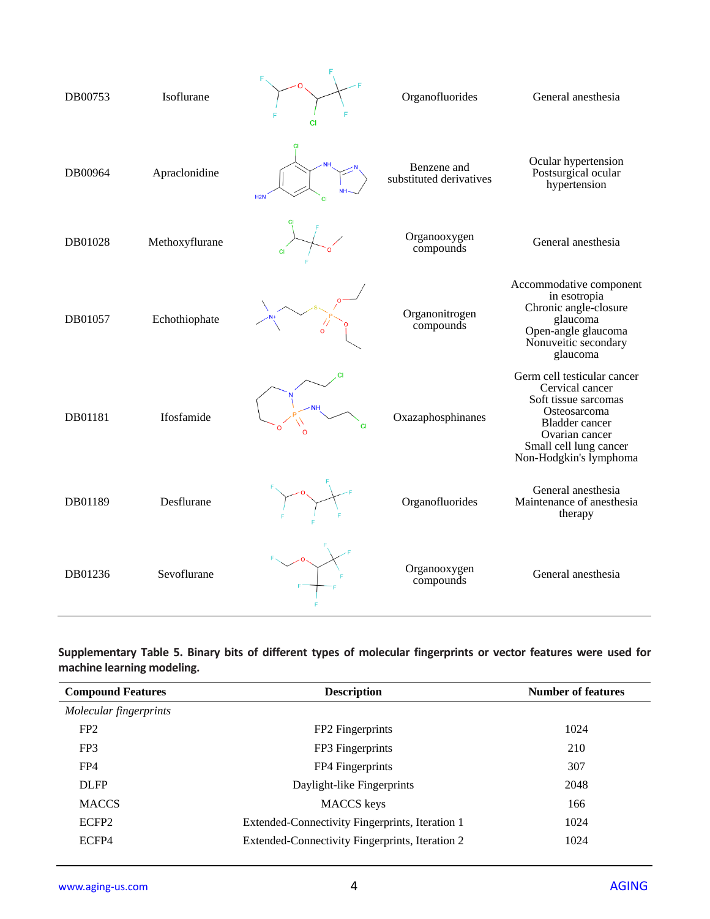| | | | | |
|---|---|---|---|---|
| DB00753 | Isoflurane | | Organofluorides | General anesthesia |
| DB00964 | Apraclonidine | | Benzene and substituted derivatives | Ocular hypertension Postsurgical ocular hypertension |
| DB01028 | Methoxyflurane | | Organooxygen compounds | General anesthesia |
| DB01057 | Echothiophate | | Organonitrogen compounds | Accommodative component in esotropia Chronic angle-closure glaucoma Open-angle glaucoma Nonuveitic secondary glaucoma |
| DB01181 | Ifosfamide | | Oxazaphosphinanes | Germ cell testicular cancer Cervical cancer Soft tissue sarcomas Osteosarcoma Bladder cancer Ovarian cancer Small cell lung cancer Non-Hodgkin's lymphoma |
| DB01189 | Desflurane | | Organofluorides | General anesthesia Maintenance of anesthesia therapy |
| DB01236 | Sevoflurane | | Organooxygen compounds | General anesthesia |

**Supplementary Table 5. Binary bits of different types of molecular fingerprints or vector features were used for machine learning modeling.**

| Compound Features | Description | Number of features |
|---|---|---|
| *Molecular fingerprints* | | |
| FP2 | FP2 Fingerprints | 1024 |
| FP3 | FP3 Fingerprints | 210 |
| FP4 | FP4 Fingerprints | 307 |
| DLFP | Daylight-like Fingerprints | 2048 |
| MACCS | MACCS keys | 166 |
| ECFP2 | Extended-Connectivity Fingerprints, Iteration 1 | 1024 |
| ECFP4 | Extended-Connectivity Fingerprints, Iteration 2 | 1024 |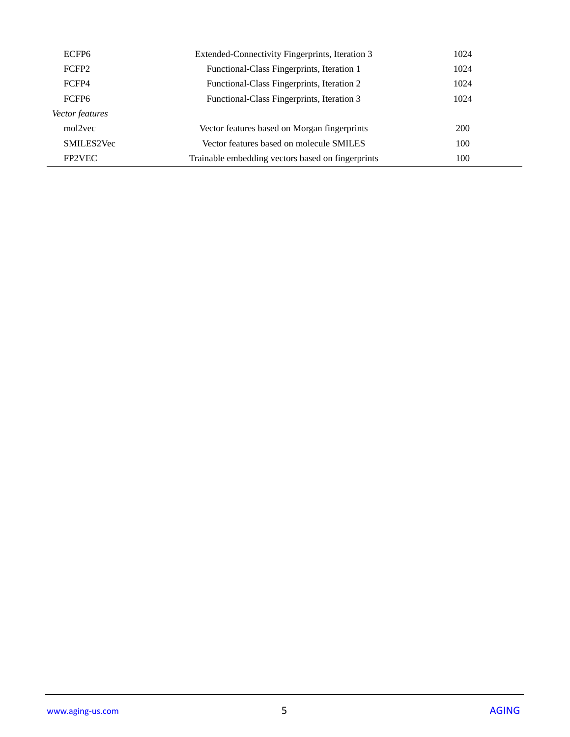| | | |
|---|---|---|
| ECFP6 | Extended-Connectivity Fingerprints, Iteration 3 | 1024 |
| FCFP2 | Functional-Class Fingerprints, Iteration 1 | 1024 |
| FCFP4 | Functional-Class Fingerprints, Iteration 2 | 1024 |
| FCFP6 | Functional-Class Fingerprints, Iteration 3 | 1024 |
| *Vector features* | | |
| mol2vec | Vector features based on Morgan fingerprints | 200 |
| SMILES2Vec | Vector features based on molecule SMILES | 100 |
| FP2VEC | Trainable embedding vectors based on fingerprints | 100 |